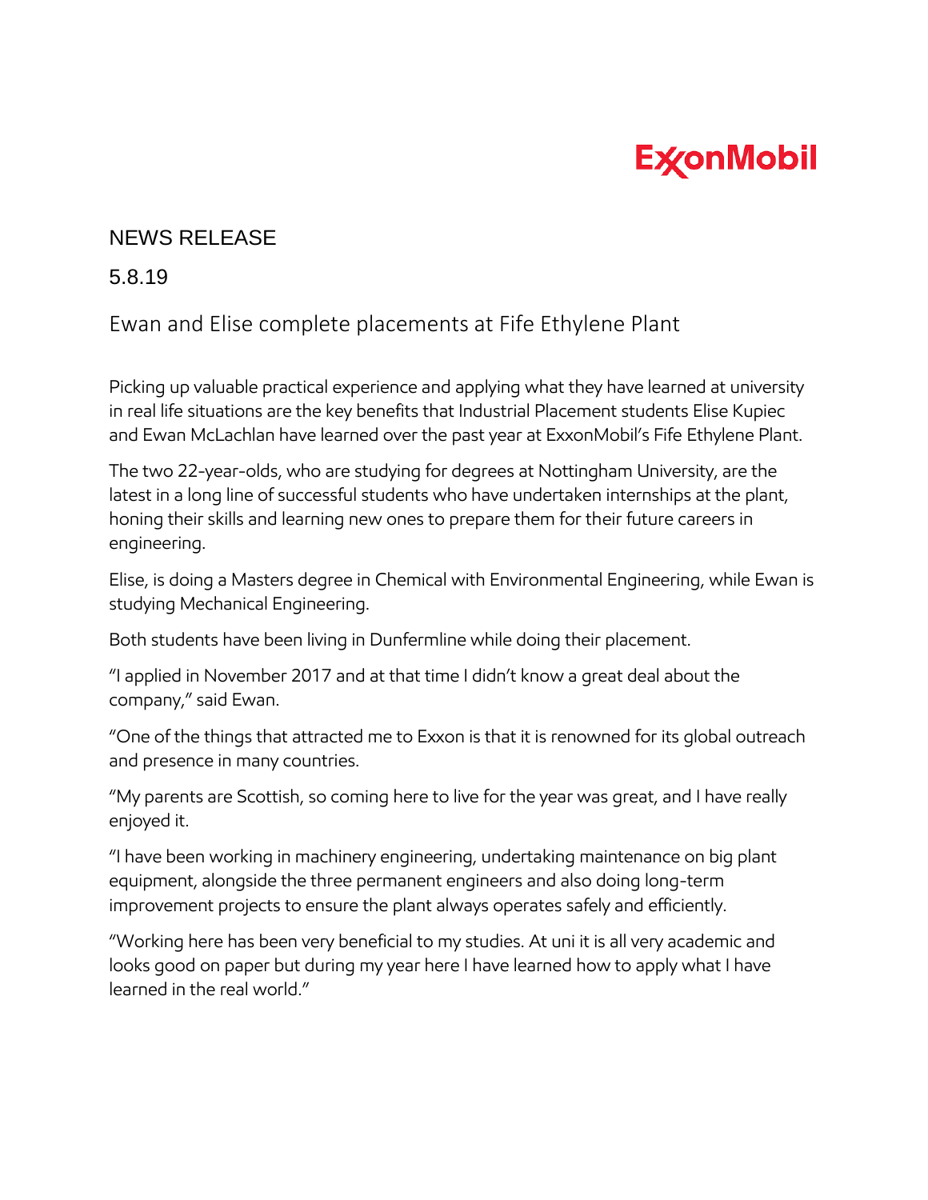ExxonMobil

NEWS RELEASE

5.8.19

# Ewan and Elise complete placements at Fife Ethylene Plant

Picking up valuable practical experience and applying what they have learned at university in real life situations are the key benefits that Industrial Placement students Elise Kupiec and Ewan McLachlan have learned over the past year at ExxonMobil's Fife Ethylene Plant.

The two 22-year-olds, who are studying for degrees at Nottingham University, are the latest in a long line of successful students who have undertaken internships at the plant, honing their skills and learning new ones to prepare them for their future careers in engineering.

Elise, is doing a Masters degree in Chemical with Environmental Engineering, while Ewan is studying Mechanical Engineering.

Both students have been living in Dunfermline while doing their placement.

"I applied in November 2017 and at that time I didn't know a great deal about the company," said Ewan.

"One of the things that attracted me to Exxon is that it is renowned for its global outreach and presence in many countries.

"My parents are Scottish, so coming here to live for the year was great, and I have really enjoyed it.

"I have been working in machinery engineering, undertaking maintenance on big plant equipment, alongside the three permanent engineers and also doing long-term improvement projects to ensure the plant always operates safely and efficiently.

"Working here has been very beneficial to my studies. At uni it is all very academic and looks good on paper but during my year here I have learned how to apply what I have learned in the real world."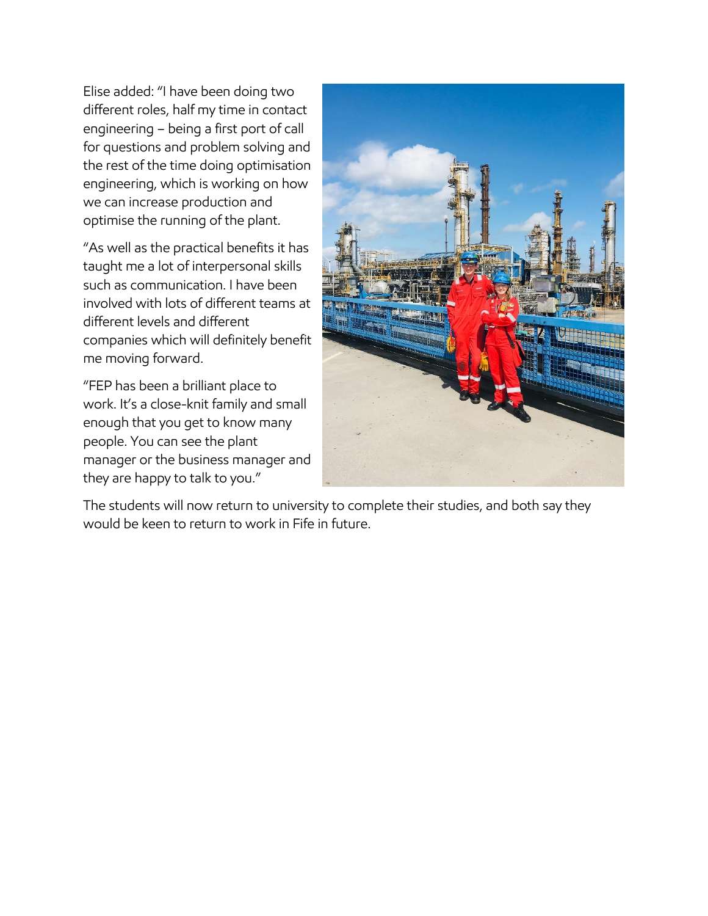Elise added: "I have been doing two different roles, half my time in contact engineering – being a first port of call for questions and problem solving and the rest of the time doing optimisation engineering, which is working on how we can increase production and optimise the running of the plant.

"As well as the practical benefits it has taught me a lot of interpersonal skills such as communication. I have been involved with lots of different teams at different levels and different companies which will definitely benefit me moving forward.

"FEP has been a brilliant place to work. It's a close-knit family and small enough that you get to know many people. You can see the plant manager or the business manager and they are happy to talk to you."

The students will now return to university to complete their studies, and both say they would be keen to return to work in Fife in future.